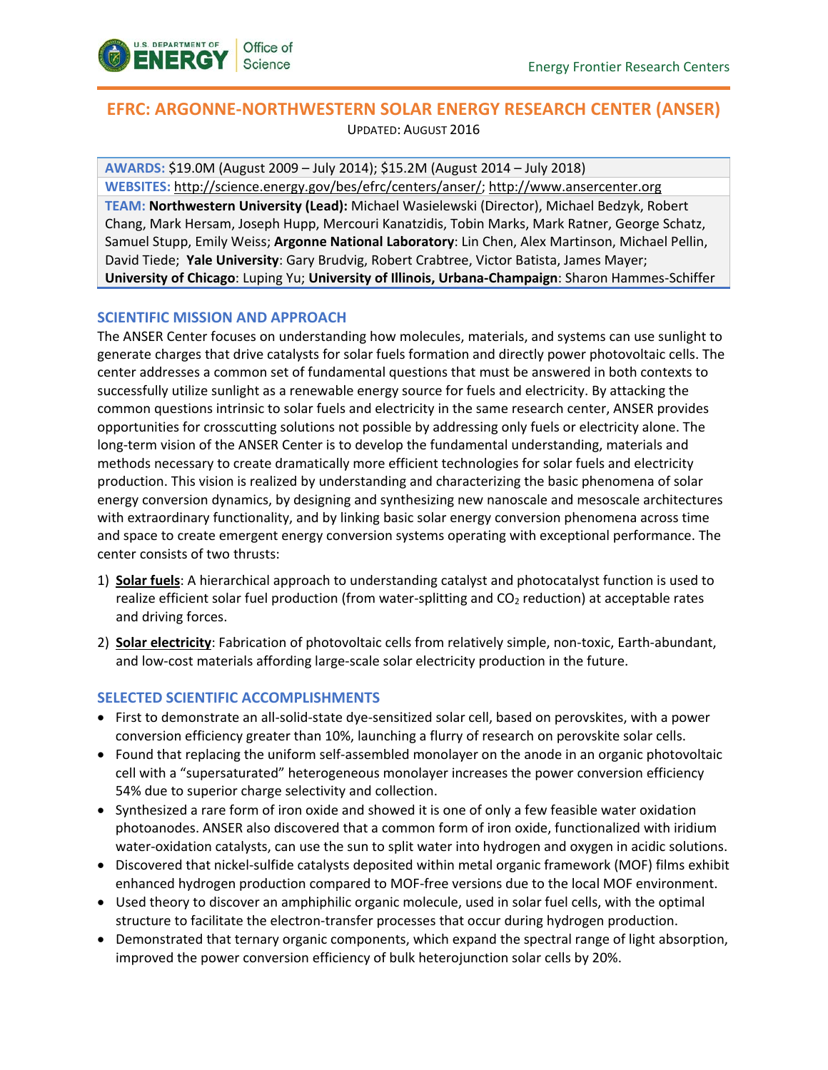Energy Frontier Research Centers

# EFRC: ARGONNE-NORTHWESTERN SOLAR ENERGY RESEARCH CENTER (ANSER)

UPDATED: AUGUST 2016

**AWARDS:** \$19.0M (August 2009 – July 2014); \$15.2M (August 2014 – July 2018)
**WEBSITES:** http://science.energy.gov/bes/efrc/centers/anser/; http://www.ansercenter.org
**TEAM:** **Northwestern University (Lead):** Michael Wasielewski (Director), Michael Bedzyk, Robert Chang, Mark Hersam, Joseph Hupp, Mercouri Kanatzidis, Tobin Marks, Mark Ratner, George Schatz, Samuel Stupp, Emily Weiss; **Argonne National Laboratory**: Lin Chen, Alex Martinson, Michael Pellin, David Tiede; **Yale University**: Gary Brudvig, Robert Crabtree, Victor Batista, James Mayer; **University of Chicago**: Luping Yu; **University of Illinois, Urbana-Champaign**: Sharon Hammes-Schiffer

## SCIENTIFIC MISSION AND APPROACH

The ANSER Center focuses on understanding how molecules, materials, and systems can use sunlight to generate charges that drive catalysts for solar fuels formation and directly power photovoltaic cells. The center addresses a common set of fundamental questions that must be answered in both contexts to successfully utilize sunlight as a renewable energy source for fuels and electricity. By attacking the common questions intrinsic to solar fuels and electricity in the same research center, ANSER provides opportunities for crosscutting solutions not possible by addressing only fuels or electricity alone. The long-term vision of the ANSER Center is to develop the fundamental understanding, materials and methods necessary to create dramatically more efficient technologies for solar fuels and electricity production. This vision is realized by understanding and characterizing the basic phenomena of solar energy conversion dynamics, by designing and synthesizing new nanoscale and mesoscale architectures with extraordinary functionality, and by linking basic solar energy conversion phenomena across time and space to create emergent energy conversion systems operating with exceptional performance. The center consists of two thrusts:

1) **Solar fuels**: A hierarchical approach to understanding catalyst and photocatalyst function is used to realize efficient solar fuel production (from water-splitting and $CO_2$ reduction) at acceptable rates and driving forces.
2) **Solar electricity**: Fabrication of photovoltaic cells from relatively simple, non-toxic, Earth-abundant, and low-cost materials affording large-scale solar electricity production in the future.

## SELECTED SCIENTIFIC ACCOMPLISHMENTS

- First to demonstrate an all-solid-state dye-sensitized solar cell, based on perovskites, with a power conversion efficiency greater than 10%, launching a flurry of research on perovskite solar cells.
- Found that replacing the uniform self-assembled monolayer on the anode in an organic photovoltaic cell with a "supersaturated" heterogeneous monolayer increases the power conversion efficiency 54% due to superior charge selectivity and collection.
- Synthesized a rare form of iron oxide and showed it is one of only a few feasible water oxidation photoanodes. ANSER also discovered that a common form of iron oxide, functionalized with iridium water-oxidation catalysts, can use the sun to split water into hydrogen and oxygen in acidic solutions.
- Discovered that nickel-sulfide catalysts deposited within metal organic framework (MOF) films exhibit enhanced hydrogen production compared to MOF-free versions due to the local MOF environment.
- Used theory to discover an amphiphilic organic molecule, used in solar fuel cells, with the optimal structure to facilitate the electron-transfer processes that occur during hydrogen production.
- Demonstrated that ternary organic components, which expand the spectral range of light absorption, improved the power conversion efficiency of bulk heterojunction solar cells by 20%.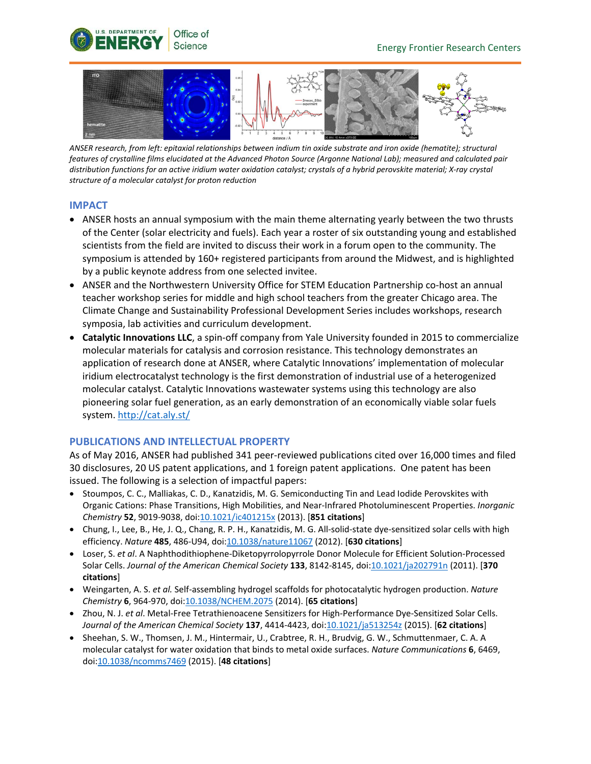*ANSER research, from left: epitaxial relationships between indium tin oxide substrate and iron oxide (hematite); structural features of crystalline films elucidated at the Advanced Photon Source (Argonne National Lab); measured and calculated pair distribution functions for an active iridium water oxidation catalyst; crystals of a hybrid perovskite material; X-ray crystal structure of a molecular catalyst for proton reduction*

## IMPACT

- ANSER hosts an annual symposium with the main theme alternating yearly between the two thrusts of the Center (solar electricity and fuels). Each year a roster of six outstanding young and established scientists from the field are invited to discuss their work in a forum open to the community. The symposium is attended by 160+ registered participants from around the Midwest, and is highlighted by a public keynote address from one selected invitee.
- ANSER and the Northwestern University Office for STEM Education Partnership co-host an annual teacher workshop series for middle and high school teachers from the greater Chicago area. The Climate Change and Sustainability Professional Development Series includes workshops, research symposia, lab activities and curriculum development.
- **Catalytic Innovations LLC**, a spin-off company from Yale University founded in 2015 to commercialize molecular materials for catalysis and corrosion resistance. This technology demonstrates an application of research done at ANSER, where Catalytic Innovations' implementation of molecular iridium electrocatalyst technology is the first demonstration of industrial use of a heterogenized molecular catalyst. Catalytic Innovations wastewater systems using this technology are also pioneering solar fuel generation, as an early demonstration of an economically viable solar fuels system. http://cat.aly.st/

## PUBLICATIONS AND INTELLECTUAL PROPERTY

As of May 2016, ANSER had published 341 peer-reviewed publications cited over 16,000 times and filed 30 disclosures, 20 US patent applications, and 1 foreign patent applications. One patent has been issued. The following is a selection of impactful papers:

- Stoumpos, C. C., Malliakas, C. D., Kanatzidis, M. G. Semiconducting Tin and Lead Iodide Perovskites with Organic Cations: Phase Transitions, High Mobilities, and Near-Infrared Photoluminescent Properties. *Inorganic Chemistry* **52**, 9019-9038, doi:10.1021/ic401215x (2013). [**851 citations**]
- Chung, I., Lee, B., He, J. Q., Chang, R. P. H., Kanatzidis, M. G. All-solid-state dye-sensitized solar cells with high efficiency. *Nature* **485**, 486-U94, doi:10.1038/nature11067 (2012). [**630 citations**]
- Loser, S. *et al*. A Naphthodithiophene-Diketopyrrolopyrrole Donor Molecule for Efficient Solution-Processed Solar Cells. *Journal of the American Chemical Society* **133**, 8142-8145, doi:10.1021/ja202791n (2011). [**370 citations**]
- Weingarten, A. S. *et al.* Self-assembling hydrogel scaffolds for photocatalytic hydrogen production. *Nature Chemistry* **6**, 964-970, doi:10.1038/NCHEM.2075 (2014). [**65 citations**]
- Zhou, N. J. *et al*. Metal-Free Tetrathienoacene Sensitizers for High-Performance Dye-Sensitized Solar Cells. *Journal of the American Chemical Society* **137**, 4414-4423, doi:10.1021/ja513254z (2015). [**62 citations**]
- Sheehan, S. W., Thomsen, J. M., Hintermair, U., Crabtree, R. H., Brudvig, G. W., Schmuttenmaer, C. A. A molecular catalyst for water oxidation that binds to metal oxide surfaces. *Nature Communications* **6**, 6469, doi:10.1038/ncomms7469 (2015). [**48 citations**]